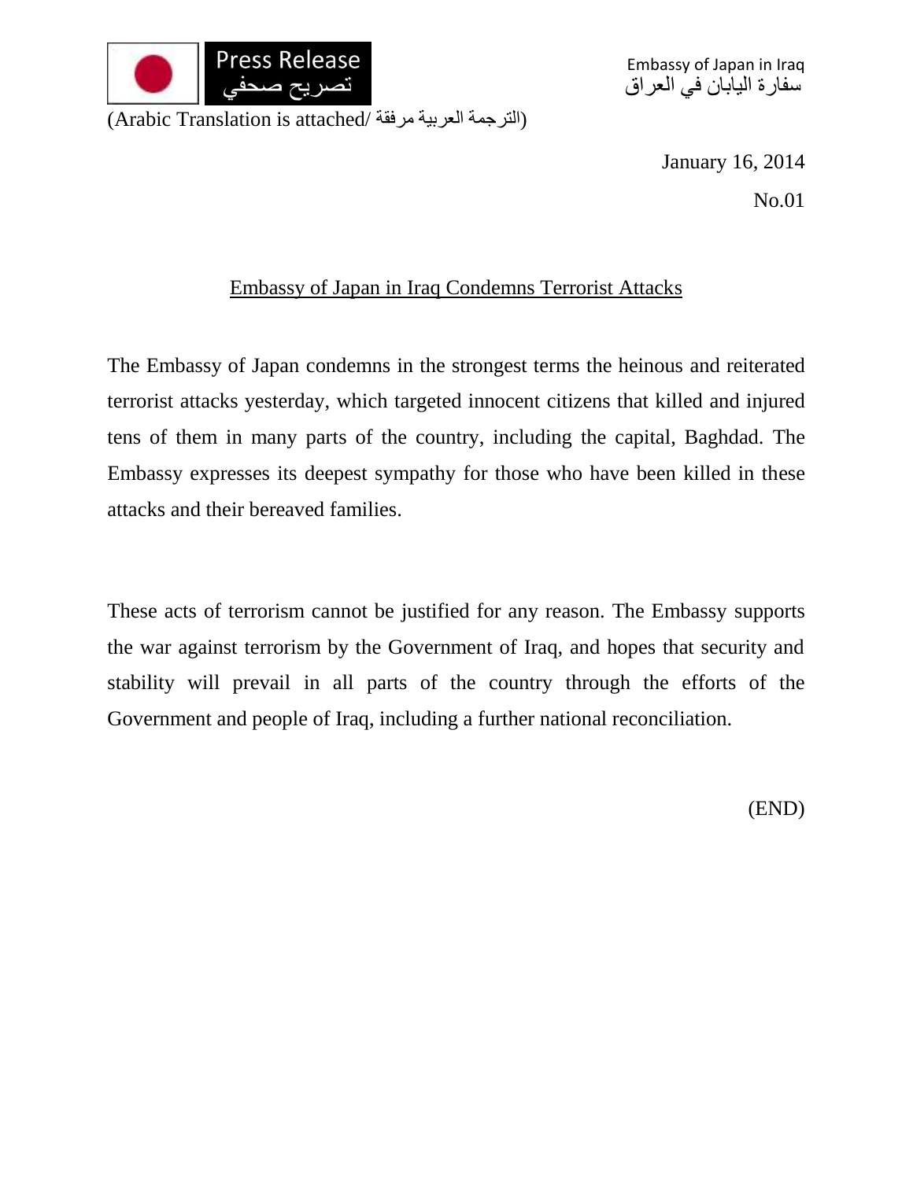Press Release
تصريح صحفي

Embassy of Japan in Iraq
سفارة اليابان في العراق

(Arabic Translation is attached/ الترجمة العربية مرفقة)

January 16, 2014

No.01

## Embassy of Japan in Iraq Condemns Terrorist Attacks

The Embassy of Japan condemns in the strongest terms the heinous and reiterated terrorist attacks yesterday, which targeted innocent citizens that killed and injured tens of them in many parts of the country, including the capital, Baghdad. The Embassy expresses its deepest sympathy for those who have been killed in these attacks and their bereaved families.

These acts of terrorism cannot be justified for any reason. The Embassy supports the war against terrorism by the Government of Iraq, and hopes that security and stability will prevail in all parts of the country through the efforts of the Government and people of Iraq, including a further national reconciliation.

(END)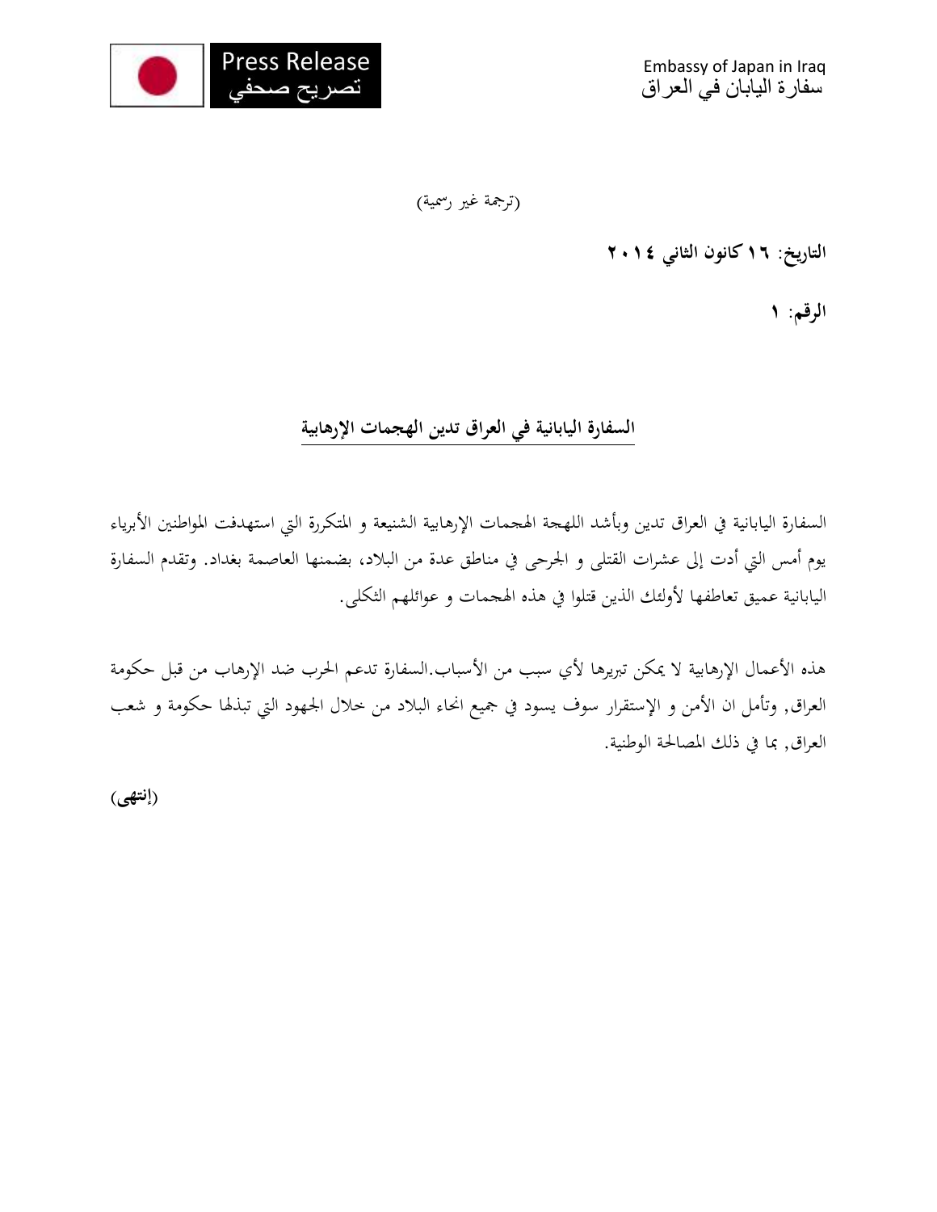Press Release
تصريح صحفي

Embassy of Japan in Iraq
سفارة اليابان في العراق

(ترجمة غير رسمية)

**التاريخ: ١٦ كانون الثاني ٢٠١٤**

**الرقم: ١**

## السفارة اليابانية في العراق تدين الهجمات الإرهابية

السفارة اليابانية في العراق تدين وبأشد اللهجة الهجمات الإرهابية الشنيعة و المتكررة التي استهدفت المواطنين الأبرياء يوم أمس التي أدت إلى عشرات القتلى و الجرحى في مناطق عدة من البلاد، بضمنها العاصمة بغداد. وتقدم السفارة اليابانية عميق تعاطفها لأولئك الذين قتلوا في هذه الهجمات و عوائلهم الثكلى.

هذه الأعمال الإرهابية لا يمكن تبريرها لأي سبب من الأسباب.السفارة تدعم الحرب ضد الإرهاب من قبل حكومة العراق, وتأمل ان الأمن و الإستقرار سوف يسود في جميع انحاء البلاد من خلال الجهود التي تبذلها حكومة و شعب العراق, بما في ذلك المصالحة الوطنية.

**(إنتهى)**